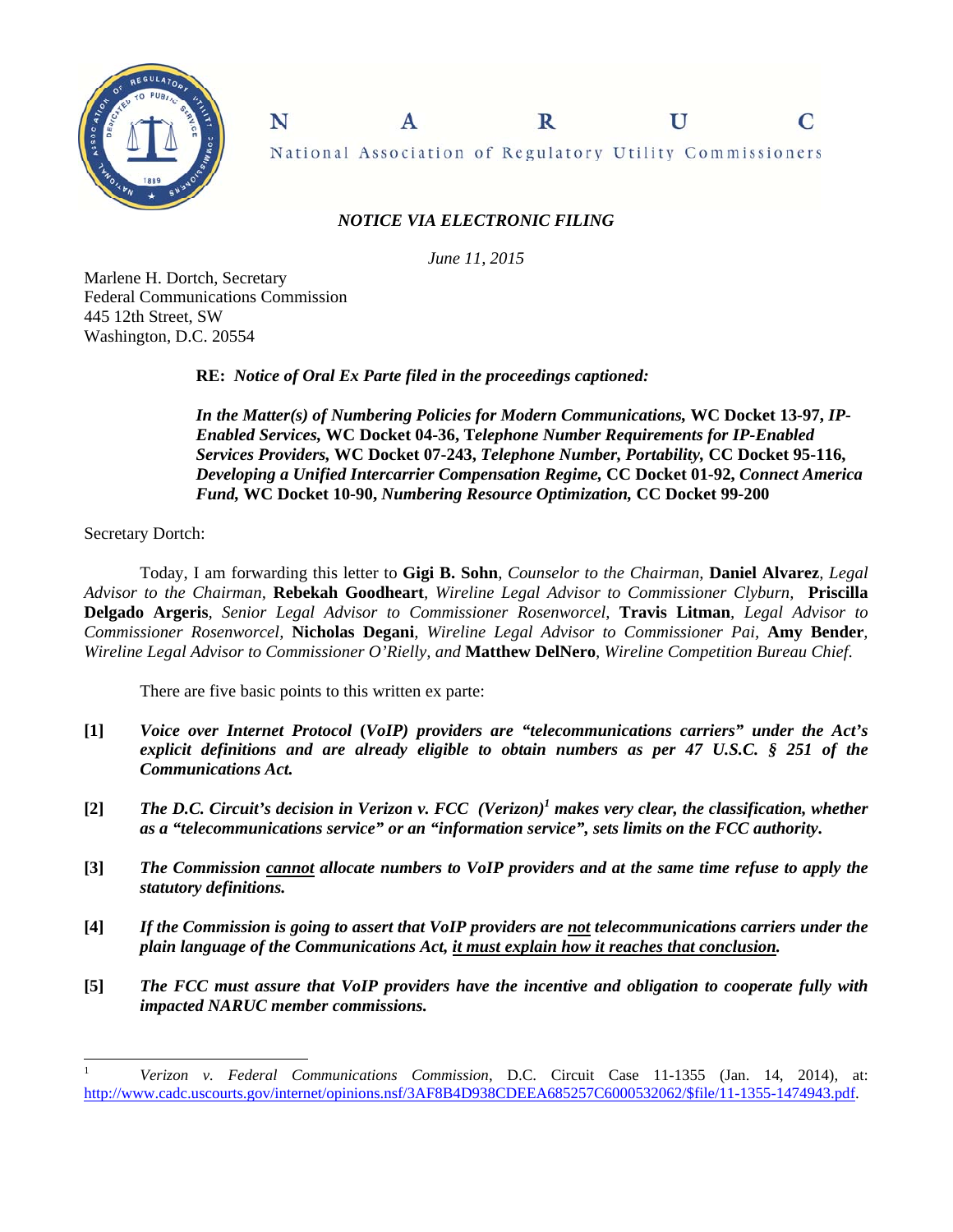# N A R U C

National Association of Regulatory Utility Commissioners

***NOTICE VIA ELECTRONIC FILING***

*June 11, 2015*

Marlene H. Dortch, Secretary
Federal Communications Commission
445 12th Street, SW
Washington, D.C. 20554

**RE:** ***Notice of Oral Ex Parte filed in the proceedings captioned:***

***In the Matter(s) of Numbering Policies for Modern Communications,* WC Docket 13-97, *IP-Enabled Services,* WC Docket 04-36, T*elephone Number Requirements for IP-Enabled Services Providers,* WC Docket 07-243, *Telephone Number, Portability,* CC Docket 95-116, *Developing a Unified Intercarrier Compensation Regime,* CC Docket 01-92, *Connect America Fund,* WC Docket 10-90, *Numbering Resource Optimization,* CC Docket 99-200**

Secretary Dortch:

Today, I am forwarding this letter to **Gigi B. Sohn**, *Counselor to the Chairman,* **Daniel Alvarez**, *Legal Advisor to the Chairman,* **Rebekah Goodheart**, *Wireline Legal Advisor to Commissioner Clyburn,* **Priscilla Delgado Argeris**, *Senior Legal Advisor to Commissioner Rosenworcel,* **Travis Litman**, *Legal Advisor to Commissioner Rosenworcel,* **Nicholas Degani**, *Wireline Legal Advisor to Commissioner Pai,* **Amy Bender**, *Wireline Legal Advisor to Commissioner O'Rielly, and* **Matthew DelNero**, *Wireline Competition Bureau Chief.*

There are five basic points to this written ex parte:

**[1]** ***Voice over Internet Protocol (VoIP) providers are "telecommunications carriers" under the Act's explicit definitions and are already eligible to obtain numbers as per 47 U.S.C. § 251 of the Communications Act.***

**[2]** ***The D.C. Circuit's decision in Verizon v. FCC (Verizon)[1] makes very clear, the classification, whether as a "telecommunications service" or an "information service", sets limits on the FCC authority.***

**[3]** ***The Commission <u>cannot</u> allocate numbers to VoIP providers and at the same time refuse to apply the statutory definitions.***

**[4]** ***If the Commission is going to assert that VoIP providers are <u>not</u> telecommunications carriers under the plain language of the Communications Act, <u>it must explain how it reaches that conclusion</u>.***

**[5]** ***The FCC must assure that VoIP providers have the incentive and obligation to cooperate fully with impacted NARUC member commissions.***

---

[1] *Verizon v. Federal Communications Commission*, D.C. Circuit Case 11-1355 (Jan. 14, 2014), at: http://www.cadc.uscourts.gov/internet/opinions.nsf/3AF8B4D938CDEEA685257C6000532062/$file/11-1355-1474943.pdf.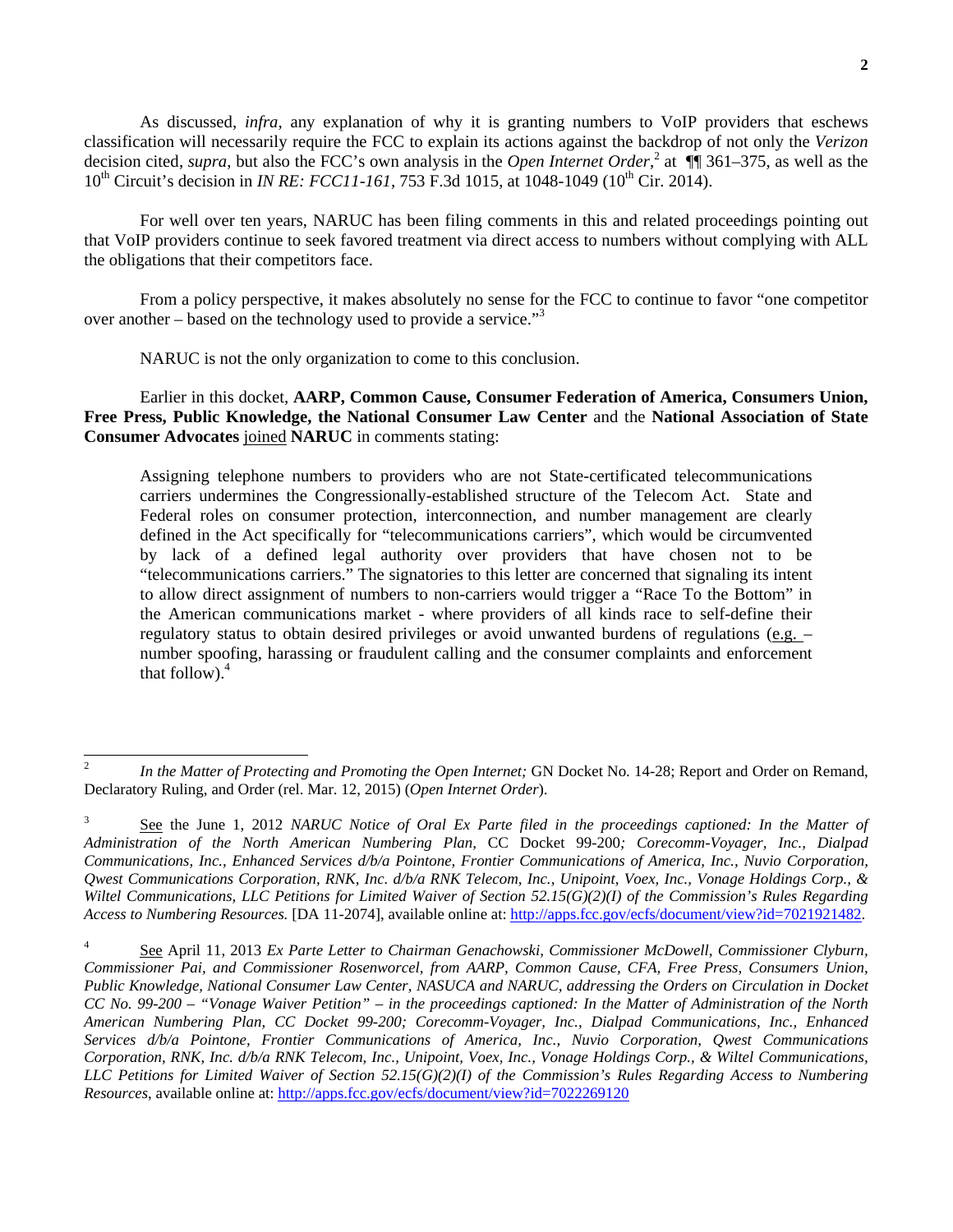As discussed, *infra*, any explanation of why it is granting numbers to VoIP providers that eschews classification will necessarily require the FCC to explain its actions against the backdrop of not only the *Verizon* decision cited, *supra*, but also the FCC's own analysis in the *Open Internet Order*,[2] at ¶¶ 361–375, as well as the 10th Circuit's decision in *IN RE: FCC11-161*, 753 F.3d 1015, at 1048-1049 (10th Cir. 2014).

For well over ten years, NARUC has been filing comments in this and related proceedings pointing out that VoIP providers continue to seek favored treatment via direct access to numbers without complying with ALL the obligations that their competitors face.

From a policy perspective, it makes absolutely no sense for the FCC to continue to favor "one competitor over another – based on the technology used to provide a service."[3]

NARUC is not the only organization to come to this conclusion.

Earlier in this docket, **AARP, Common Cause, Consumer Federation of America, Consumers Union, Free Press, Public Knowledge, the National Consumer Law Center** and the **National Association of State Consumer Advocates** joined **NARUC** in comments stating:

> Assigning telephone numbers to providers who are not State-certificated telecommunications carriers undermines the Congressionally-established structure of the Telecom Act. State and Federal roles on consumer protection, interconnection, and number management are clearly defined in the Act specifically for "telecommunications carriers", which would be circumvented by lack of a defined legal authority over providers that have chosen not to be "telecommunications carriers." The signatories to this letter are concerned that signaling its intent to allow direct assignment of numbers to non-carriers would trigger a "Race To the Bottom" in the American communications market - where providers of all kinds race to self-define their regulatory status to obtain desired privileges or avoid unwanted burdens of regulations (e.g. – number spoofing, harassing or fraudulent calling and the consumer complaints and enforcement that follow).[4]

---

[2] *In the Matter of Protecting and Promoting the Open Internet;* GN Docket No. 14-28; Report and Order on Remand, Declaratory Ruling, and Order (rel. Mar. 12, 2015) (*Open Internet Order*).

[3] See the June 1, 2012 *NARUC Notice of Oral Ex Parte filed in the proceedings captioned: In the Matter of Administration of the North American Numbering Plan,* CC Docket 99-200*; Corecomm-Voyager, Inc., Dialpad Communications, Inc., Enhanced Services d/b/a Pointone, Frontier Communications of America, Inc., Nuvio Corporation, Qwest Communications Corporation, RNK, Inc. d/b/a RNK Telecom, Inc., Unipoint, Voex, Inc., Vonage Holdings Corp., & Wiltel Communications, LLC Petitions for Limited Waiver of Section 52.15(G)(2)(I) of the Commission's Rules Regarding Access to Numbering Resources.* [DA 11-2074], available online at: http://apps.fcc.gov/ecfs/document/view?id=7021921482.

[4] See April 11, 2013 *Ex Parte Letter to Chairman Genachowski, Commissioner McDowell, Commissioner Clyburn, Commissioner Pai, and Commissioner Rosenworcel, from AARP, Common Cause, CFA, Free Press, Consumers Union, Public Knowledge, National Consumer Law Center, NASUCA and NARUC, addressing the Orders on Circulation in Docket CC No. 99-200 – "Vonage Waiver Petition" – in the proceedings captioned: In the Matter of Administration of the North American Numbering Plan, CC Docket 99-200; Corecomm-Voyager, Inc., Dialpad Communications, Inc., Enhanced Services d/b/a Pointone, Frontier Communications of America, Inc., Nuvio Corporation, Qwest Communications Corporation, RNK, Inc. d/b/a RNK Telecom, Inc., Unipoint, Voex, Inc., Vonage Holdings Corp., & Wiltel Communications, LLC Petitions for Limited Waiver of Section 52.15(G)(2)(I) of the Commission's Rules Regarding Access to Numbering Resources*, available online at: http://apps.fcc.gov/ecfs/document/view?id=7022269120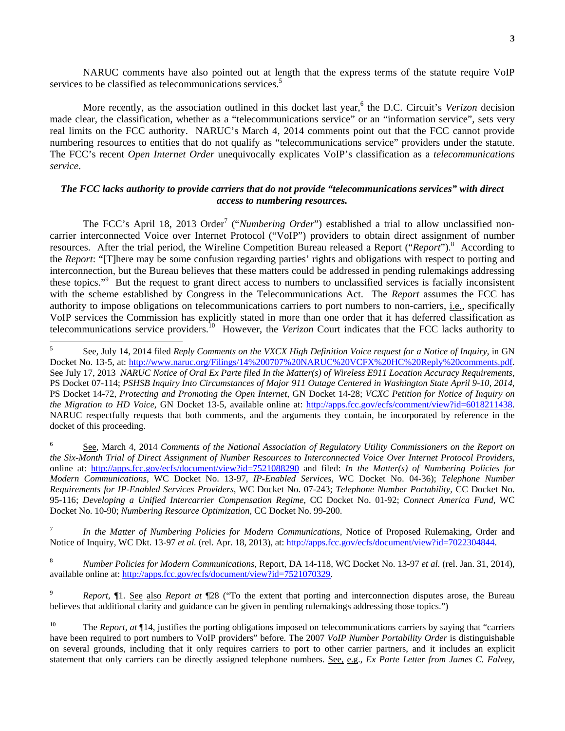NARUC comments have also pointed out at length that the express terms of the statute require VoIP services to be classified as telecommunications services.[5]

More recently, as the association outlined in this docket last year,[6] the D.C. Circuit's *Verizon* decision made clear, the classification, whether as a "telecommunications service" or an "information service", sets very real limits on the FCC authority. NARUC's March 4, 2014 comments point out that the FCC cannot provide numbering resources to entities that do not qualify as "telecommunications service" providers under the statute. The FCC's recent *Open Internet Order* unequivocally explicates VoIP's classification as a *telecommunications service*.

***The FCC lacks authority to provide carriers that do not provide "telecommunications services" with direct access to numbering resources.***

The FCC's April 18, 2013 Order[7] ("*Numbering Order*") established a trial to allow unclassified non-carrier interconnected Voice over Internet Protocol ("VoIP") providers to obtain direct assignment of number resources. After the trial period, the Wireline Competition Bureau released a Report ("*Report*").[8] According to the *Report*: "[T]here may be some confusion regarding parties' rights and obligations with respect to porting and interconnection, but the Bureau believes that these matters could be addressed in pending rulemakings addressing these topics."[9] But the request to grant direct access to numbers to unclassified services is facially inconsistent with the scheme established by Congress in the Telecommunications Act. The *Report* assumes the FCC has authority to impose obligations on telecommunications carriers to port numbers to non-carriers, i.e., specifically VoIP services the Commission has explicitly stated in more than one order that it has deferred classification as telecommunications service providers.[10] However, the *Verizon* Court indicates that the FCC lacks authority to

---

[5] See, July 14, 2014 filed *Reply Comments on the VXCX High Definition Voice request for a Notice of Inquiry,* in GN Docket No. 13-5, at: http://www.naruc.org/Filings/14%200707%20NARUC%20VCFX%20HC%20Reply%20comments.pdf. See July 17, 2013 *NARUC Notice of Oral Ex Parte filed In the Matter(s) of Wireless E911 Location Accuracy Requirements,* PS Docket 07-114; *PSHSB Inquiry Into Circumstances of Major 911 Outage Centered in Washington State April 9-10, 2014,* PS Docket 14-72, *Protecting and Promoting the Open Internet,* GN Docket 14-28; *VCXC Petition for Notice of Inquiry on the Migration to HD Voice,* GN Docket 13-5, available online at: http://apps.fcc.gov/ecfs/comment/view?id=6018211438. NARUC respectfully requests that both comments, and the arguments they contain, be incorporated by reference in the docket of this proceeding.

[6] See, March 4, 2014 *Comments of the National Association of Regulatory Utility Commissioners on the Report on the Six-Month Trial of Direct Assignment of Number Resources to Interconnected Voice Over Internet Protocol Providers*, online at: http://apps.fcc.gov/ecfs/document/view?id=7521088290 and filed: *In the Matter(s) of Numbering Policies for Modern Communications*, WC Docket No. 13-97, *IP-Enabled Services*, WC Docket No. 04-36); *Telephone Number Requirements for IP-Enabled Services Providers*, WC Docket No. 07-243; *Telephone Number Portability*, CC Docket No. 95-116; *Developing a Unified Intercarrier Compensation Regime*, CC Docket No. 01-92; *Connect America Fund*, WC Docket No. 10-90; *Numbering Resource Optimization*, CC Docket No. 99-200.

[7] *In the Matter of Numbering Policies for Modern Communications,* Notice of Proposed Rulemaking, Order and Notice of Inquiry, WC Dkt. 13-97 *et al.* (rel. Apr. 18, 2013), at: http://apps.fcc.gov/ecfs/document/view?id=7022304844.

[8] *Number Policies for Modern Communications*, Report, DA 14-118, WC Docket No. 13-97 *et al.* (rel. Jan. 31, 2014), available online at: http://apps.fcc.gov/ecfs/document/view?id=7521070329.

[9] *Report,* ¶1. See also *Report at* ¶28 ("To the extent that porting and interconnection disputes arose, the Bureau believes that additional clarity and guidance can be given in pending rulemakings addressing those topics.")

[10] The *Report, at* ¶14, justifies the porting obligations imposed on telecommunications carriers by saying that "carriers have been required to port numbers to VoIP providers" before. The 2007 *VoIP Number Portability Order* is distinguishable on several grounds, including that it only requires carriers to port to other carrier partners, and it includes an explicit statement that only carriers can be directly assigned telephone numbers. See, e.g., *Ex Parte Letter from James C. Falvey,*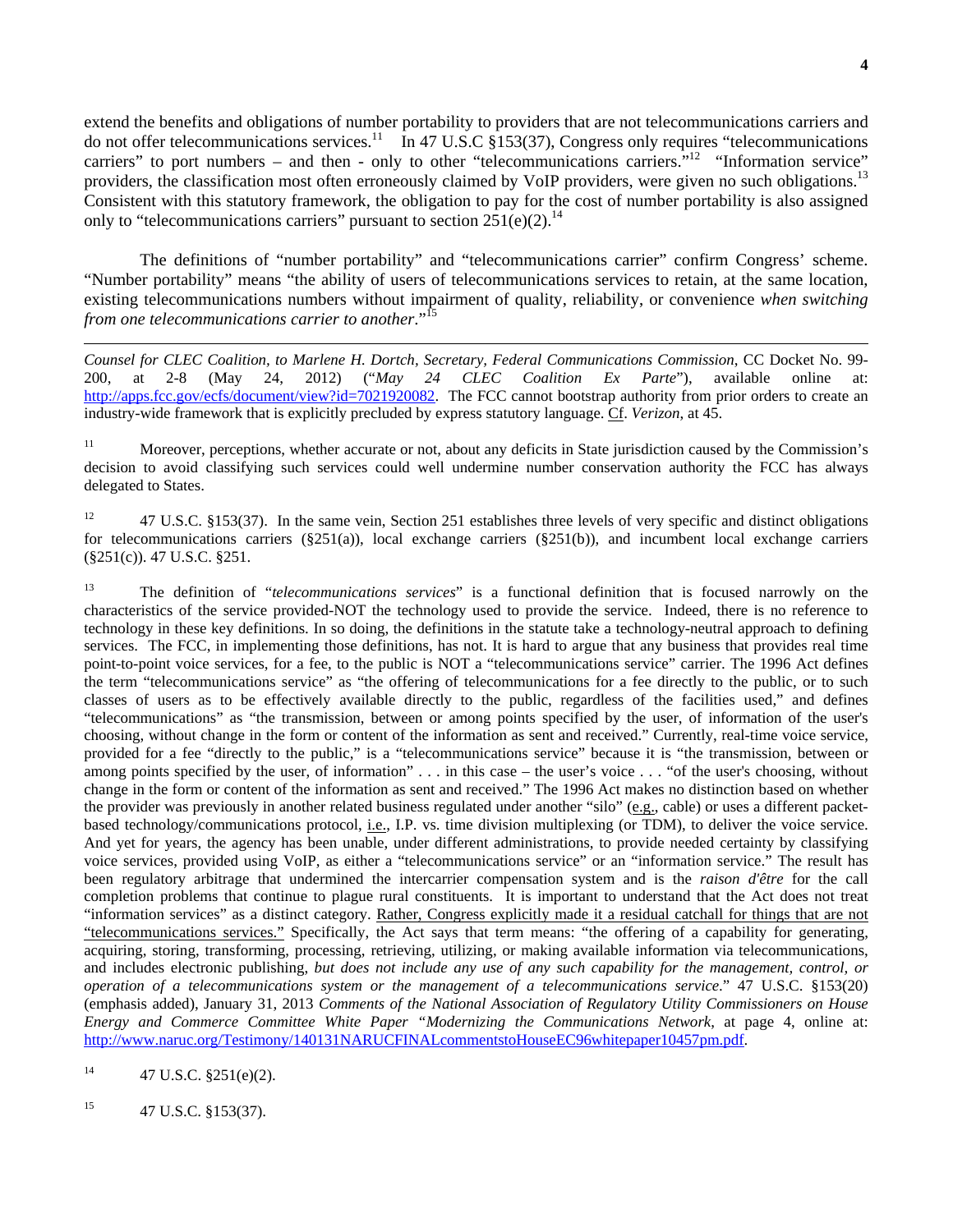extend the benefits and obligations of number portability to providers that are not telecommunications carriers and do not offer telecommunications services.[11] In 47 U.S.C §153(37), Congress only requires "telecommunications carriers" to port numbers – and then - only to other "telecommunications carriers."[12] "Information service" providers, the classification most often erroneously claimed by VoIP providers, were given no such obligations.[13] Consistent with this statutory framework, the obligation to pay for the cost of number portability is also assigned only to "telecommunications carriers" pursuant to section 251(e)(2).[14]

The definitions of "number portability" and "telecommunications carrier" confirm Congress' scheme. "Number portability" means "the ability of users of telecommunications services to retain, at the same location, existing telecommunications numbers without impairment of quality, reliability, or convenience *when switching from one telecommunications carrier to another*."[15]

---

*Counsel for CLEC Coalition, to Marlene H. Dortch, Secretary, Federal Communications Commission*, CC Docket No. 99-200, at 2-8 (May 24, 2012) ("*May 24 CLEC Coalition Ex Parte*"), available online at: http://apps.fcc.gov/ecfs/document/view?id=7021920082. The FCC cannot bootstrap authority from prior orders to create an industry-wide framework that is explicitly precluded by express statutory language. Cf. *Verizon*, at 45.

[11] Moreover, perceptions, whether accurate or not, about any deficits in State jurisdiction caused by the Commission's decision to avoid classifying such services could well undermine number conservation authority the FCC has always delegated to States.

[12] 47 U.S.C. §153(37). In the same vein, Section 251 establishes three levels of very specific and distinct obligations for telecommunications carriers (§251(a)), local exchange carriers (§251(b)), and incumbent local exchange carriers (§251(c)). 47 U.S.C. §251.

[13] The definition of "*telecommunications services*" is a functional definition that is focused narrowly on the characteristics of the service provided-NOT the technology used to provide the service. Indeed, there is no reference to technology in these key definitions. In so doing, the definitions in the statute take a technology-neutral approach to defining services. The FCC, in implementing those definitions, has not. It is hard to argue that any business that provides real time point-to-point voice services, for a fee, to the public is NOT a "telecommunications service" carrier. The 1996 Act defines the term "telecommunications service" as "the offering of telecommunications for a fee directly to the public, or to such classes of users as to be effectively available directly to the public, regardless of the facilities used," and defines "telecommunications" as "the transmission, between or among points specified by the user, of information of the user's choosing, without change in the form or content of the information as sent and received." Currently, real-time voice service, provided for a fee "directly to the public," is a "telecommunications service" because it is "the transmission, between or among points specified by the user, of information" . . . in this case – the user's voice . . . "of the user's choosing, without change in the form or content of the information as sent and received." The 1996 Act makes no distinction based on whether the provider was previously in another related business regulated under another "silo" (e.g., cable) or uses a different packet-based technology/communications protocol, i.e., I.P. vs. time division multiplexing (or TDM), to deliver the voice service. And yet for years, the agency has been unable, under different administrations, to provide needed certainty by classifying voice services, provided using VoIP, as either a "telecommunications service" or an "information service." The result has been regulatory arbitrage that undermined the intercarrier compensation system and is the *raison d'être* for the call completion problems that continue to plague rural constituents. It is important to understand that the Act does not treat "information services" as a distinct category. Rather, Congress explicitly made it a residual catchall for things that are not "telecommunications services." Specifically, the Act says that term means: "the offering of a capability for generating, acquiring, storing, transforming, processing, retrieving, utilizing, or making available information via telecommunications, and includes electronic publishing, *but does not include any use of any such capability for the management, control, or operation of a telecommunications system or the management of a telecommunications service*." 47 U.S.C. §153(20) (emphasis added), January 31, 2013 *Comments of the National Association of Regulatory Utility Commissioners on House Energy and Commerce Committee White Paper "Modernizing the Communications Network*, at page 4, online at: http://www.naruc.org/Testimony/140131NARUCFINALcommentstoHouseEC96whitepaper10457pm.pdf.

[14] 47 U.S.C. §251(e)(2).

[15] 47 U.S.C. §153(37).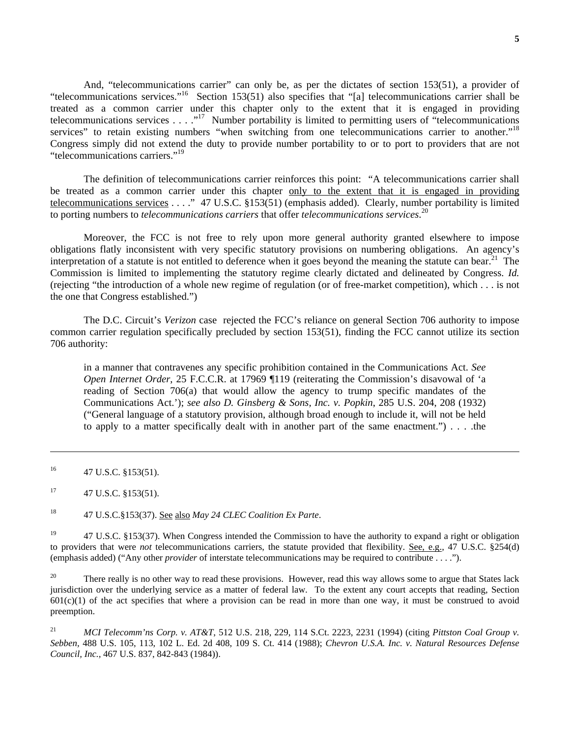And, "telecommunications carrier" can only be, as per the dictates of section 153(51), a provider of "telecommunications services."[16] Section 153(51) also specifies that "[a] telecommunications carrier shall be treated as a common carrier under this chapter only to the extent that it is engaged in providing telecommunications services . . . ."[17] Number portability is limited to permitting users of "telecommunications services" to retain existing numbers "when switching from one telecommunications carrier to another."[18] Congress simply did not extend the duty to provide number portability to or to port to providers that are not "telecommunications carriers."[19]

The definition of telecommunications carrier reinforces this point: "A telecommunications carrier shall be treated as a common carrier under this chapter <u>only to the extent that it is engaged in providing telecommunications services</u> . . . ." 47 U.S.C. §153(51) (emphasis added). Clearly, number portability is limited to porting numbers to *telecommunications carriers* that offer *telecommunications services*.[20]

Moreover, the FCC is not free to rely upon more general authority granted elsewhere to impose obligations flatly inconsistent with very specific statutory provisions on numbering obligations. An agency's interpretation of a statute is not entitled to deference when it goes beyond the meaning the statute can bear.[21] The Commission is limited to implementing the statutory regime clearly dictated and delineated by Congress. *Id.* (rejecting "the introduction of a whole new regime of regulation (or of free-market competition), which . . . is not the one that Congress established.")

The D.C. Circuit's *Verizon* case rejected the FCC's reliance on general Section 706 authority to impose common carrier regulation specifically precluded by section 153(51), finding the FCC cannot utilize its section 706 authority:

> in a manner that contravenes any specific prohibition contained in the Communications Act. *See Open Internet Order*, 25 F.C.C.R. at 17969 ¶119 (reiterating the Commission's disavowal of 'a reading of Section 706(a) that would allow the agency to trump specific mandates of the Communications Act.'); *see also D. Ginsberg & Sons, Inc. v. Popkin*, 285 U.S. 204, 208 (1932) ("General language of a statutory provision, although broad enough to include it, will not be held to apply to a matter specifically dealt with in another part of the same enactment.") . . . .the

---

[16] 47 U.S.C. §153(51).

[17] 47 U.S.C. §153(51).

[18] 47 U.S.C.§153(37). <u>See</u> <u>also</u> *May 24 CLEC Coalition Ex Parte*.

[19] 47 U.S.C. §153(37). When Congress intended the Commission to have the authority to expand a right or obligation to providers that were *not* telecommunications carriers, the statute provided that flexibility. <u>See, e.g.</u>, 47 U.S.C. §254(d) (emphasis added) ("Any other *provider* of interstate telecommunications may be required to contribute . . . .").

[20] There really is no other way to read these provisions. However, read this way allows some to argue that States lack jurisdiction over the underlying service as a matter of federal law. To the extent any court accepts that reading, Section 601(c)(1) of the act specifies that where a provision can be read in more than one way, it must be construed to avoid preemption.

[21] *MCI Telecomm'ns Corp. v. AT&T*, 512 U.S. 218, 229, 114 S.Ct. 2223, 2231 (1994) (citing *Pittston Coal Group v. Sebben*, 488 U.S. 105, 113, 102 L. Ed. 2d 408, 109 S. Ct. 414 (1988); *Chevron U.S.A. Inc. v. Natural Resources Defense Council, Inc.*, 467 U.S. 837, 842-843 (1984)).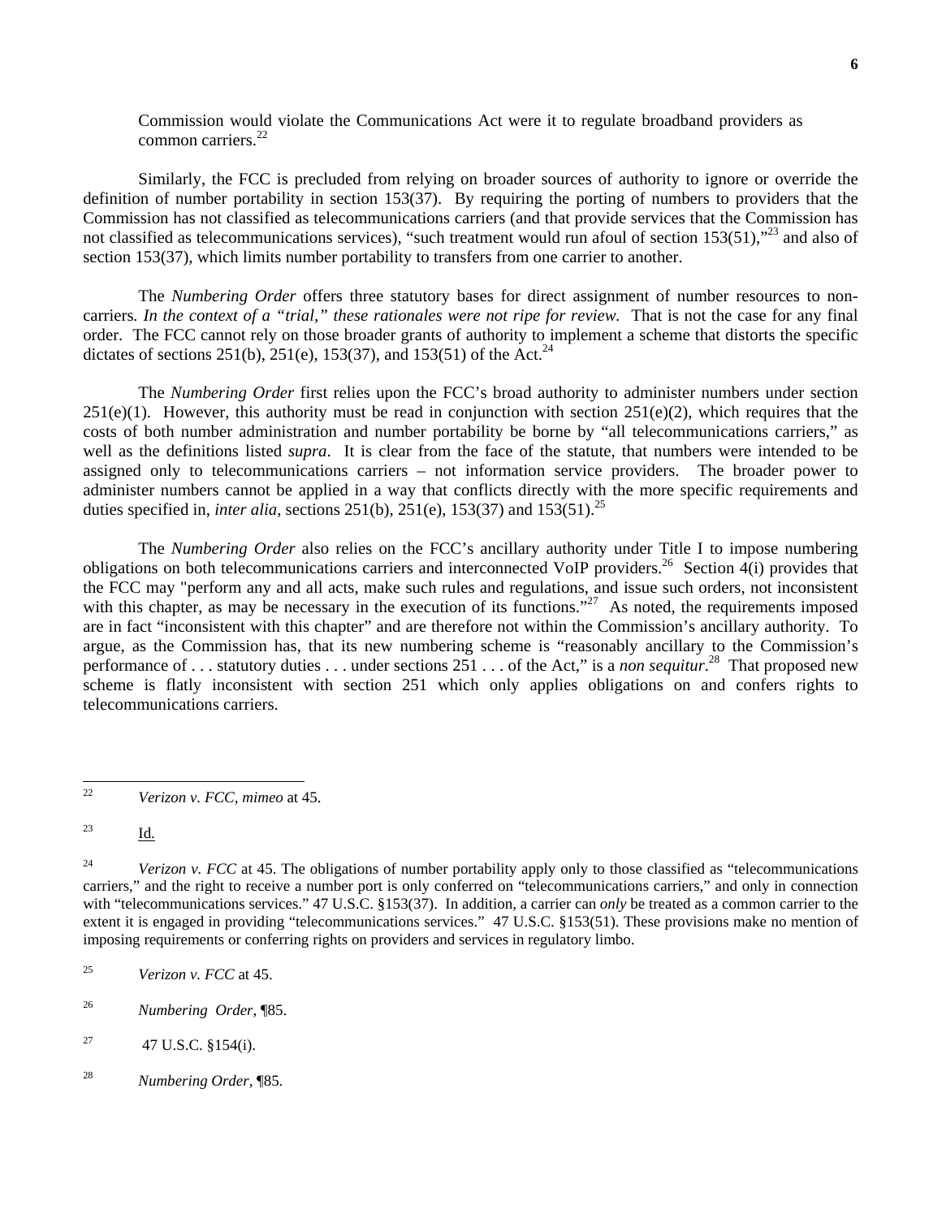Commission would violate the Communications Act were it to regulate broadband providers as common carriers.[22]

Similarly, the FCC is precluded from relying on broader sources of authority to ignore or override the definition of number portability in section 153(37). By requiring the porting of numbers to providers that the Commission has not classified as telecommunications carriers (and that provide services that the Commission has not classified as telecommunications services), "such treatment would run afoul of section 153(51),"[23] and also of section 153(37), which limits number portability to transfers from one carrier to another.

The *Numbering Order* offers three statutory bases for direct assignment of number resources to non-carriers*. In the context of a "trial," these rationales were not ripe for review.* That is not the case for any final order. The FCC cannot rely on those broader grants of authority to implement a scheme that distorts the specific dictates of sections 251(b), 251(e), 153(37), and 153(51) of the Act.[24]

The *Numbering Order* first relies upon the FCC's broad authority to administer numbers under section 251(e)(1). However, this authority must be read in conjunction with section 251(e)(2), which requires that the costs of both number administration and number portability be borne by "all telecommunications carriers," as well as the definitions listed *supra*. It is clear from the face of the statute, that numbers were intended to be assigned only to telecommunications carriers – not information service providers. The broader power to administer numbers cannot be applied in a way that conflicts directly with the more specific requirements and duties specified in, *inter alia*, sections 251(b), 251(e), 153(37) and 153(51).[25]

The *Numbering Order* also relies on the FCC's ancillary authority under Title I to impose numbering obligations on both telecommunications carriers and interconnected VoIP providers.[26] Section 4(i) provides that the FCC may "perform any and all acts, make such rules and regulations, and issue such orders, not inconsistent with this chapter, as may be necessary in the execution of its functions."[27] As noted, the requirements imposed are in fact "inconsistent with this chapter" and are therefore not within the Commission's ancillary authority. To argue, as the Commission has, that its new numbering scheme is "reasonably ancillary to the Commission's performance of . . . statutory duties . . . under sections 251 . . . of the Act," is a *non sequitur*.[28] That proposed new scheme is flatly inconsistent with section 251 which only applies obligations on and confers rights to telecommunications carriers.

---

[22] *Verizon v. FCC, mimeo* at 45.

[23] Id.

[24] *Verizon v. FCC* at 45. The obligations of number portability apply only to those classified as "telecommunications carriers," and the right to receive a number port is only conferred on "telecommunications carriers," and only in connection with "telecommunications services." 47 U.S.C. §153(37). In addition, a carrier can *only* be treated as a common carrier to the extent it is engaged in providing "telecommunications services." 47 U.S.C. §153(51). These provisions make no mention of imposing requirements or conferring rights on providers and services in regulatory limbo.

[25] *Verizon v. FCC* at 45.

[26] *Numbering Order*, ¶85.

[27] 47 U.S.C. §154(i).

[28] *Numbering Order*, ¶85.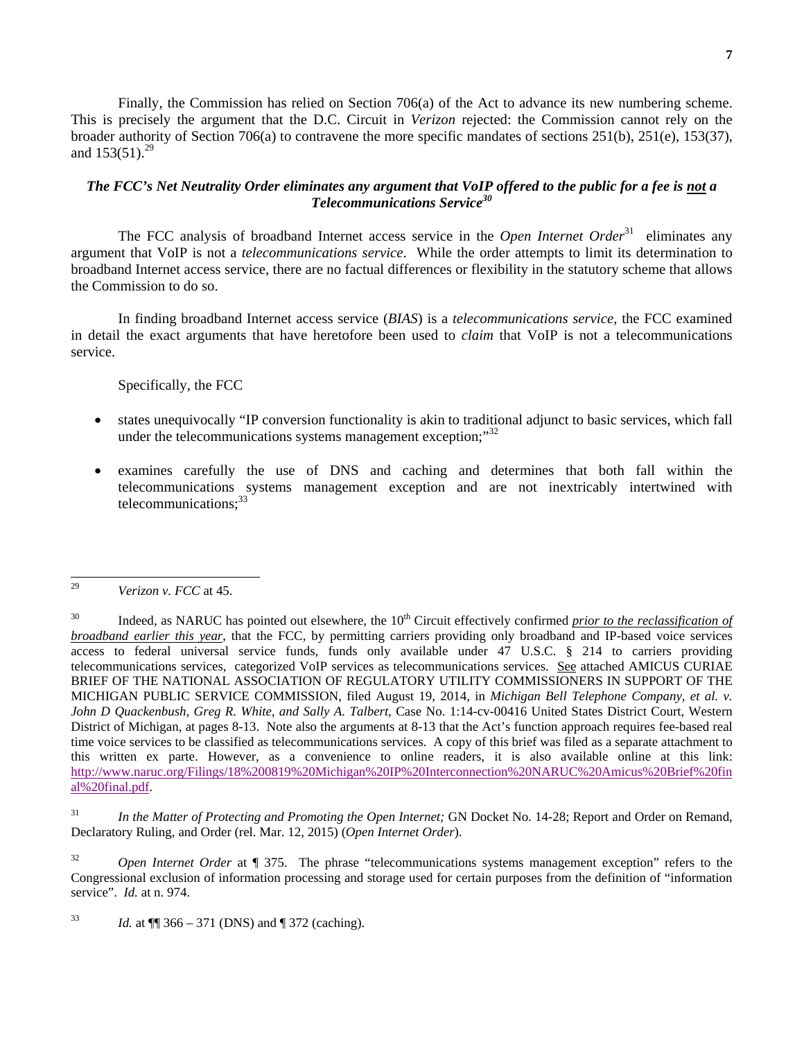Finally, the Commission has relied on Section 706(a) of the Act to advance its new numbering scheme. This is precisely the argument that the D.C. Circuit in *Verizon* rejected: the Commission cannot rely on the broader authority of Section 706(a) to contravene the more specific mandates of sections 251(b), 251(e), 153(37), and 153(51).[29]

### *The FCC's Net Neutrality Order eliminates any argument that VoIP offered to the public for a fee is __not__ a Telecommunications Service*[30]

The FCC analysis of broadband Internet access service in the *Open Internet Order*[31] eliminates any argument that VoIP is not a *telecommunications service*. While the order attempts to limit its determination to broadband Internet access service, there are no factual differences or flexibility in the statutory scheme that allows the Commission to do so.

In finding broadband Internet access service (*BIAS*) is a *telecommunications service*, the FCC examined in detail the exact arguments that have heretofore been used to *claim* that VoIP is not a telecommunications service.

Specifically, the FCC

- states unequivocally "IP conversion functionality is akin to traditional adjunct to basic services, which fall under the telecommunications systems management exception;"[32]
- examines carefully the use of DNS and caching and determines that both fall within the telecommunications systems management exception and are not inextricably intertwined with telecommunications;[33]

---

[29] *Verizon v. FCC* at 45.

[30] Indeed, as NARUC has pointed out elsewhere, the 10th Circuit effectively confirmed __*prior to the reclassification of broadband earlier this year*__, that the FCC, by permitting carriers providing only broadband and IP-based voice services access to federal universal service funds, funds only available under 47 U.S.C. § 214 to carriers providing telecommunications services, categorized VoIP services as telecommunications services. __See__ attached AMICUS CURIAE BRIEF OF THE NATIONAL ASSOCIATION OF REGULATORY UTILITY COMMISSIONERS IN SUPPORT OF THE MICHIGAN PUBLIC SERVICE COMMISSION, filed August 19, 2014, in *Michigan Bell Telephone Company, et al. v. John D Quackenbush, Greg R. White, and Sally A. Talbert*, Case No. 1:14-cv-00416 United States District Court, Western District of Michigan, at pages 8-13. Note also the arguments at 8-13 that the Act's function approach requires fee-based real time voice services to be classified as telecommunications services. A copy of this brief was filed as a separate attachment to this written ex parte. However, as a convenience to online readers, it is also available online at this link: http://www.naruc.org/Filings/18%200819%20Michigan%20IP%20Interconnection%20NARUC%20Amicus%20Brief%20final%20final.pdf.

[31] *In the Matter of Protecting and Promoting the Open Internet;* GN Docket No. 14-28; Report and Order on Remand, Declaratory Ruling, and Order (rel. Mar. 12, 2015) (*Open Internet Order*).

[32] *Open Internet Order* at ¶ 375. The phrase "telecommunications systems management exception" refers to the Congressional exclusion of information processing and storage used for certain purposes from the definition of "information service". *Id.* at n. 974.

[33] *Id.* at ¶¶ 366 – 371 (DNS) and ¶ 372 (caching).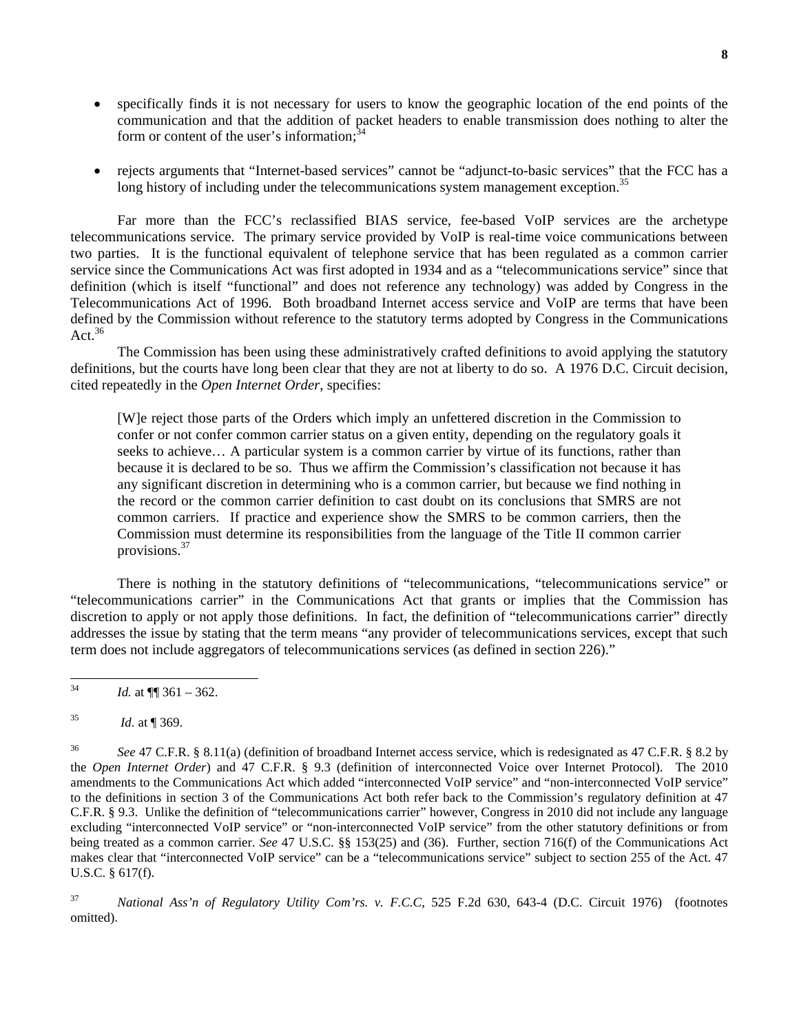- specifically finds it is not necessary for users to know the geographic location of the end points of the communication and that the addition of packet headers to enable transmission does nothing to alter the form or content of the user's information;[34]

- rejects arguments that "Internet-based services" cannot be "adjunct-to-basic services" that the FCC has a long history of including under the telecommunications system management exception.[35]

Far more than the FCC's reclassified BIAS service, fee-based VoIP services are the archetype telecommunications service. The primary service provided by VoIP is real-time voice communications between two parties. It is the functional equivalent of telephone service that has been regulated as a common carrier service since the Communications Act was first adopted in 1934 and as a "telecommunications service" since that definition (which is itself "functional" and does not reference any technology) was added by Congress in the Telecommunications Act of 1996. Both broadband Internet access service and VoIP are terms that have been defined by the Commission without reference to the statutory terms adopted by Congress in the Communications Act.[36]

The Commission has been using these administratively crafted definitions to avoid applying the statutory definitions, but the courts have long been clear that they are not at liberty to do so. A 1976 D.C. Circuit decision, cited repeatedly in the *Open Internet Order*, specifies:

> [W]e reject those parts of the Orders which imply an unfettered discretion in the Commission to confer or not confer common carrier status on a given entity, depending on the regulatory goals it seeks to achieve… A particular system is a common carrier by virtue of its functions, rather than because it is declared to be so. Thus we affirm the Commission's classification not because it has any significant discretion in determining who is a common carrier, but because we find nothing in the record or the common carrier definition to cast doubt on its conclusions that SMRS are not common carriers. If practice and experience show the SMRS to be common carriers, then the Commission must determine its responsibilities from the language of the Title II common carrier provisions.[37]

There is nothing in the statutory definitions of "telecommunications, "telecommunications service" or "telecommunications carrier" in the Communications Act that grants or implies that the Commission has discretion to apply or not apply those definitions. In fact, the definition of "telecommunications carrier" directly addresses the issue by stating that the term means "any provider of telecommunications services, except that such term does not include aggregators of telecommunications services (as defined in section 226)."

---

[34] *Id.* at ¶¶ 361 – 362.

[35] *Id.* at ¶ 369.

[36] *See* 47 C.F.R. § 8.11(a) (definition of broadband Internet access service, which is redesignated as 47 C.F.R. § 8.2 by the *Open Internet Order*) and 47 C.F.R. § 9.3 (definition of interconnected Voice over Internet Protocol). The 2010 amendments to the Communications Act which added "interconnected VoIP service" and "non-interconnected VoIP service" to the definitions in section 3 of the Communications Act both refer back to the Commission's regulatory definition at 47 C.F.R. § 9.3. Unlike the definition of "telecommunications carrier" however, Congress in 2010 did not include any language excluding "interconnected VoIP service" or "non-interconnected VoIP service" from the other statutory definitions or from being treated as a common carrier. *See* 47 U.S.C. §§ 153(25) and (36). Further, section 716(f) of the Communications Act makes clear that "interconnected VoIP service" can be a "telecommunications service" subject to section 255 of the Act. 47 U.S.C. § 617(f).

[37] *National Ass'n of Regulatory Utility Com'rs. v. F.C.C*, 525 F.2d 630, 643-4 (D.C. Circuit 1976) (footnotes omitted).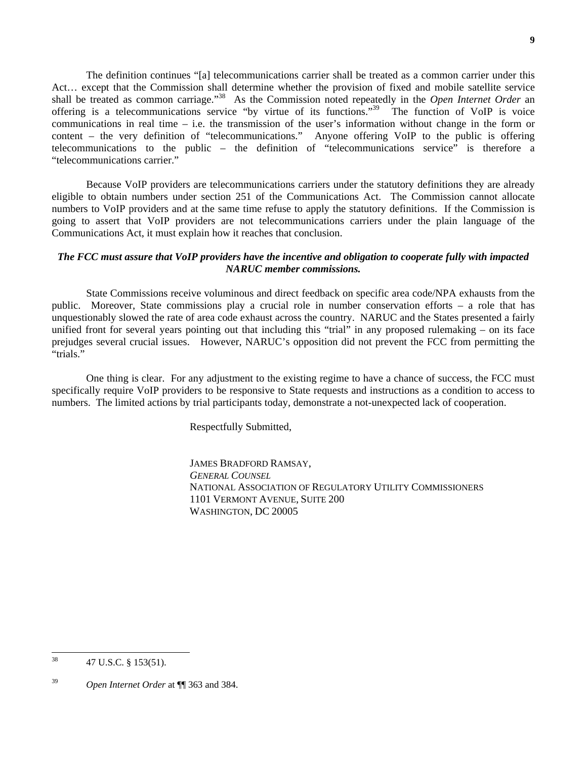The definition continues "[a] telecommunications carrier shall be treated as a common carrier under this Act… except that the Commission shall determine whether the provision of fixed and mobile satellite service shall be treated as common carriage."[38] As the Commission noted repeatedly in the *Open Internet Order* an offering is a telecommunications service "by virtue of its functions."[39] The function of VoIP is voice communications in real time – i.e. the transmission of the user's information without change in the form or content – the very definition of "telecommunications." Anyone offering VoIP to the public is offering telecommunications to the public – the definition of "telecommunications service" is therefore a "telecommunications carrier."

Because VoIP providers are telecommunications carriers under the statutory definitions they are already eligible to obtain numbers under section 251 of the Communications Act. The Commission cannot allocate numbers to VoIP providers and at the same time refuse to apply the statutory definitions. If the Commission is going to assert that VoIP providers are not telecommunications carriers under the plain language of the Communications Act, it must explain how it reaches that conclusion.

***The FCC must assure that VoIP providers have the incentive and obligation to cooperate fully with impacted NARUC member commissions.***

State Commissions receive voluminous and direct feedback on specific area code/NPA exhausts from the public. Moreover, State commissions play a crucial role in number conservation efforts – a role that has unquestionably slowed the rate of area code exhaust across the country. NARUC and the States presented a fairly unified front for several years pointing out that including this "trial" in any proposed rulemaking – on its face prejudges several crucial issues. However, NARUC's opposition did not prevent the FCC from permitting the "trials."

One thing is clear. For any adjustment to the existing regime to have a chance of success, the FCC must specifically require VoIP providers to be responsive to State requests and instructions as a condition to access to numbers. The limited actions by trial participants today, demonstrate a not-unexpected lack of cooperation.

Respectfully Submitted,

JAMES BRADFORD RAMSAY,
*GENERAL COUNSEL*
NATIONAL ASSOCIATION OF REGULATORY UTILITY COMMISSIONERS
1101 VERMONT AVENUE, SUITE 200
WASHINGTON, DC 20005

---

[38] 47 U.S.C. § 153(51).

[39] *Open Internet Order* at ¶¶ 363 and 384.